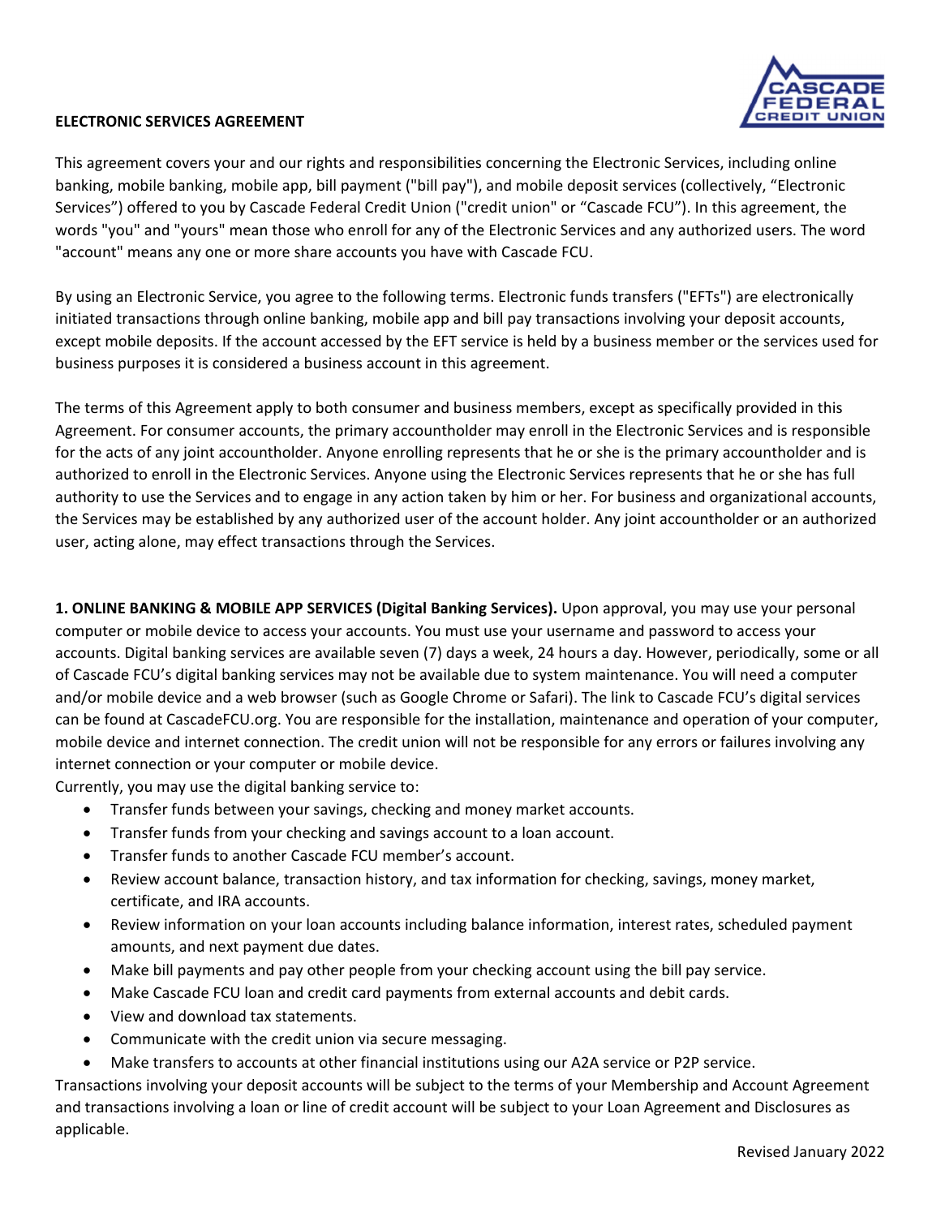**ELECTRONIC SERVICES AGREEMENT**

This agreement covers your and our rights and responsibilities concerning the Electronic Services, including online banking, mobile banking, mobile app, bill payment ("bill pay"), and mobile deposit services (collectively, "Electronic Services") offered to you by Cascade Federal Credit Union ("credit union" or "Cascade FCU"). In this agreement, the words "you" and "yours" mean those who enroll for any of the Electronic Services and any authorized users. The word "account" means any one or more share accounts you have with Cascade FCU.

By using an Electronic Service, you agree to the following terms. Electronic funds transfers ("EFTs") are electronically initiated transactions through online banking, mobile app and bill pay transactions involving your deposit accounts, except mobile deposits. If the account accessed by the EFT service is held by a business member or the services used for business purposes it is considered a business account in this agreement.

The terms of this Agreement apply to both consumer and business members, except as specifically provided in this Agreement. For consumer accounts, the primary accountholder may enroll in the Electronic Services and is responsible for the acts of any joint accountholder. Anyone enrolling represents that he or she is the primary accountholder and is authorized to enroll in the Electronic Services. Anyone using the Electronic Services represents that he or she has full authority to use the Services and to engage in any action taken by him or her. For business and organizational accounts, the Services may be established by any authorized user of the account holder. Any joint accountholder or an authorized user, acting alone, may effect transactions through the Services.

**1. ONLINE BANKING & MOBILE APP SERVICES (Digital Banking Services).** Upon approval, you may use your personal computer or mobile device to access your accounts. You must use your username and password to access your accounts. Digital banking services are available seven (7) days a week, 24 hours a day. However, periodically, some or all of Cascade FCU's digital banking services may not be available due to system maintenance. You will need a computer and/or mobile device and a web browser (such as Google Chrome or Safari). The link to Cascade FCU's digital services can be found at CascadeFCU.org. You are responsible for the installation, maintenance and operation of your computer, mobile device and internet connection. The credit union will not be responsible for any errors or failures involving any internet connection or your computer or mobile device.

Currently, you may use the digital banking service to:

- Transfer funds between your savings, checking and money market accounts.
- Transfer funds from your checking and savings account to a loan account.
- Transfer funds to another Cascade FCU member's account.
- Review account balance, transaction history, and tax information for checking, savings, money market, certificate, and IRA accounts.
- Review information on your loan accounts including balance information, interest rates, scheduled payment amounts, and next payment due dates.
- Make bill payments and pay other people from your checking account using the bill pay service.
- Make Cascade FCU loan and credit card payments from external accounts and debit cards.
- View and download tax statements.
- Communicate with the credit union via secure messaging.
- Make transfers to accounts at other financial institutions using our A2A service or P2P service.

Transactions involving your deposit accounts will be subject to the terms of your Membership and Account Agreement and transactions involving a loan or line of credit account will be subject to your Loan Agreement and Disclosures as applicable.

Revised January 2022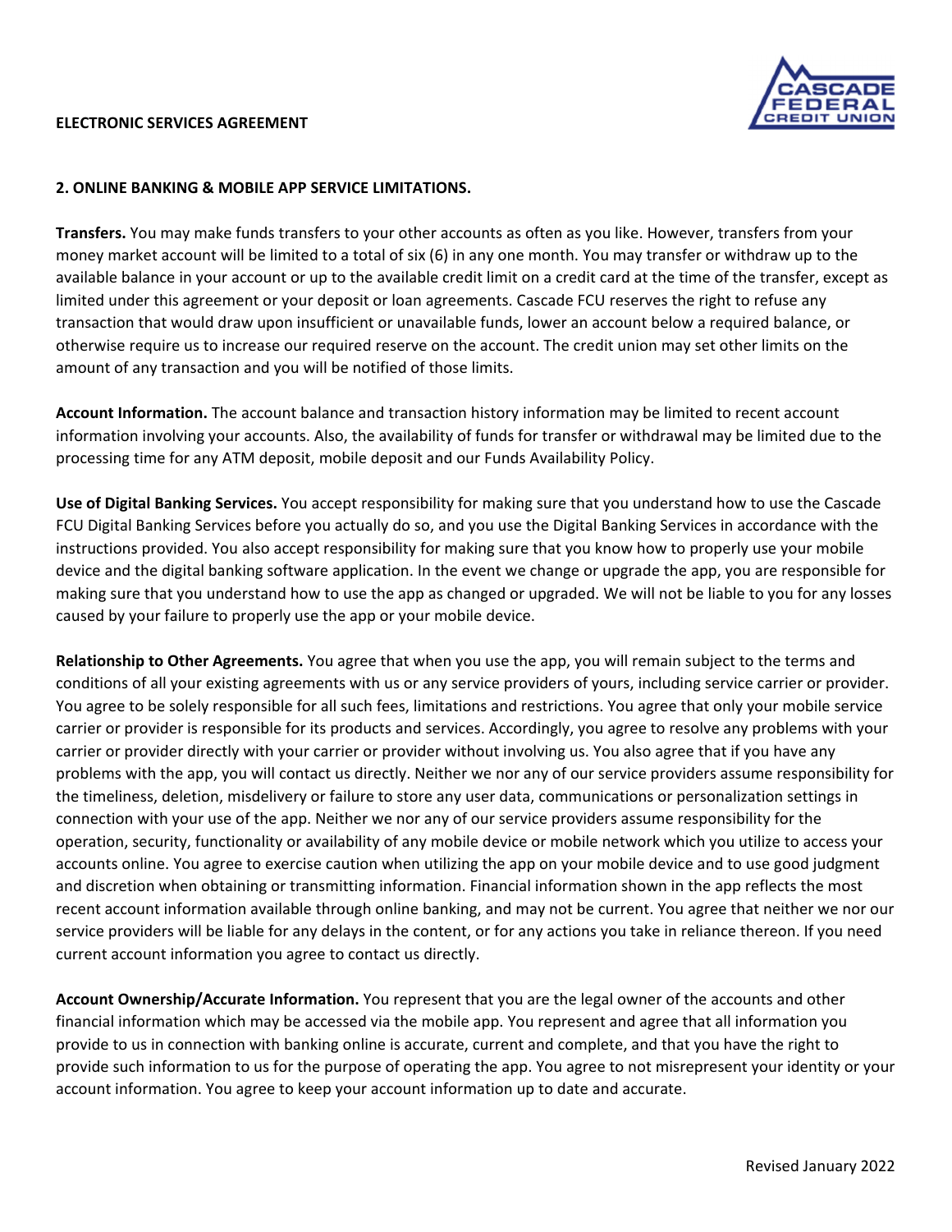**ELECTRONIC SERVICES AGREEMENT**

## 2. ONLINE BANKING & MOBILE APP SERVICE LIMITATIONS.

**Transfers.** You may make funds transfers to your other accounts as often as you like. However, transfers from your money market account will be limited to a total of six (6) in any one month. You may transfer or withdraw up to the available balance in your account or up to the available credit limit on a credit card at the time of the transfer, except as limited under this agreement or your deposit or loan agreements. Cascade FCU reserves the right to refuse any transaction that would draw upon insufficient or unavailable funds, lower an account below a required balance, or otherwise require us to increase our required reserve on the account. The credit union may set other limits on the amount of any transaction and you will be notified of those limits.

**Account Information.** The account balance and transaction history information may be limited to recent account information involving your accounts. Also, the availability of funds for transfer or withdrawal may be limited due to the processing time for any ATM deposit, mobile deposit and our Funds Availability Policy.

**Use of Digital Banking Services.** You accept responsibility for making sure that you understand how to use the Cascade FCU Digital Banking Services before you actually do so, and you use the Digital Banking Services in accordance with the instructions provided. You also accept responsibility for making sure that you know how to properly use your mobile device and the digital banking software application. In the event we change or upgrade the app, you are responsible for making sure that you understand how to use the app as changed or upgraded. We will not be liable to you for any losses caused by your failure to properly use the app or your mobile device.

**Relationship to Other Agreements.** You agree that when you use the app, you will remain subject to the terms and conditions of all your existing agreements with us or any service providers of yours, including service carrier or provider. You agree to be solely responsible for all such fees, limitations and restrictions. You agree that only your mobile service carrier or provider is responsible for its products and services. Accordingly, you agree to resolve any problems with your carrier or provider directly with your carrier or provider without involving us. You also agree that if you have any problems with the app, you will contact us directly. Neither we nor any of our service providers assume responsibility for the timeliness, deletion, misdelivery or failure to store any user data, communications or personalization settings in connection with your use of the app. Neither we nor any of our service providers assume responsibility for the operation, security, functionality or availability of any mobile device or mobile network which you utilize to access your accounts online. You agree to exercise caution when utilizing the app on your mobile device and to use good judgment and discretion when obtaining or transmitting information. Financial information shown in the app reflects the most recent account information available through online banking, and may not be current. You agree that neither we nor our service providers will be liable for any delays in the content, or for any actions you take in reliance thereon. If you need current account information you agree to contact us directly.

**Account Ownership/Accurate Information.** You represent that you are the legal owner of the accounts and other financial information which may be accessed via the mobile app. You represent and agree that all information you provide to us in connection with banking online is accurate, current and complete, and that you have the right to provide such information to us for the purpose of operating the app. You agree to not misrepresent your identity or your account information. You agree to keep your account information up to date and accurate.

Revised January 2022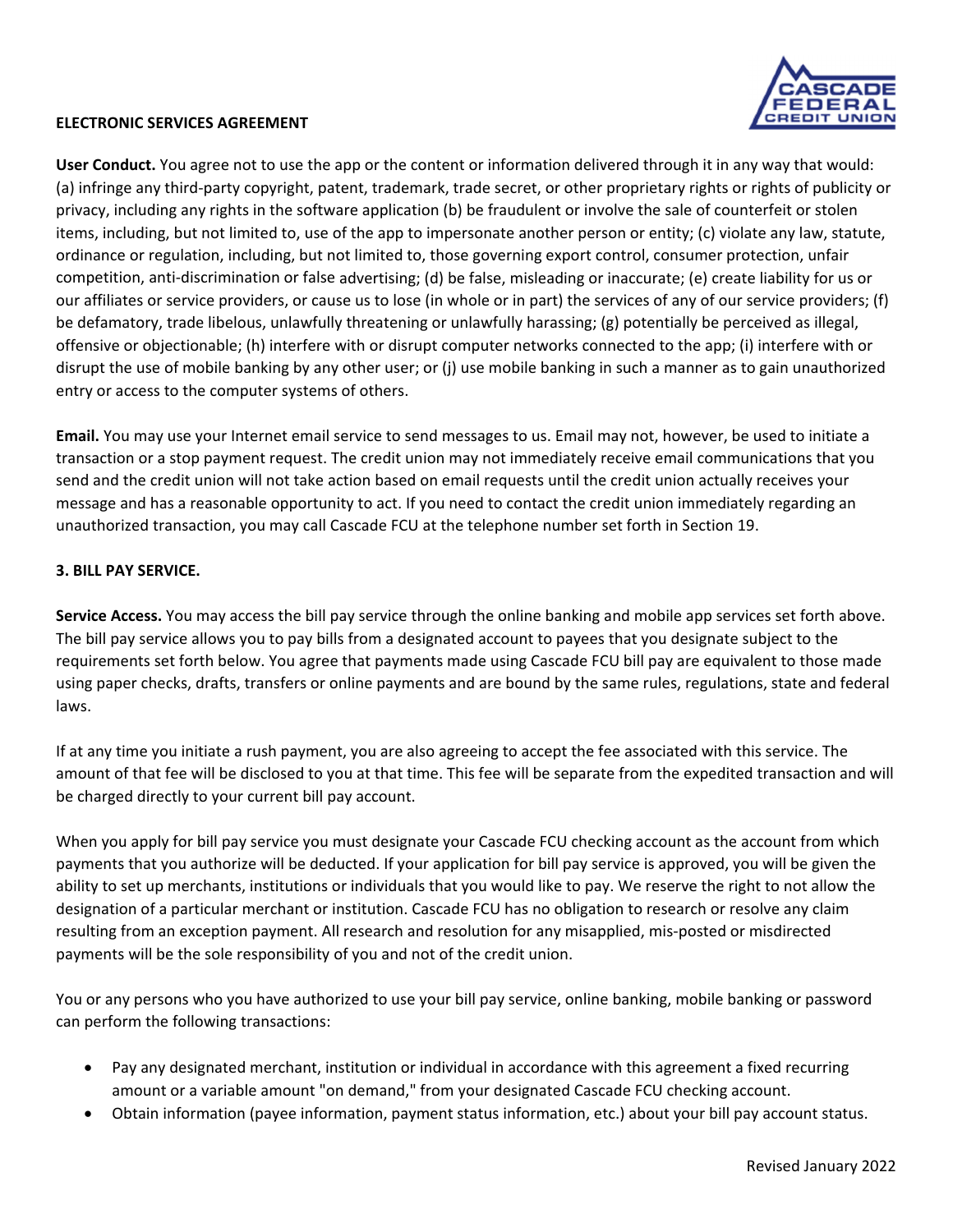**ELECTRONIC SERVICES AGREEMENT**

**User Conduct.** You agree not to use the app or the content or information delivered through it in any way that would: (a) infringe any third-party copyright, patent, trademark, trade secret, or other proprietary rights or rights of publicity or privacy, including any rights in the software application (b) be fraudulent or involve the sale of counterfeit or stolen items, including, but not limited to, use of the app to impersonate another person or entity; (c) violate any law, statute, ordinance or regulation, including, but not limited to, those governing export control, consumer protection, unfair competition, anti-discrimination or false advertising; (d) be false, misleading or inaccurate; (e) create liability for us or our affiliates or service providers, or cause us to lose (in whole or in part) the services of any of our service providers; (f) be defamatory, trade libelous, unlawfully threatening or unlawfully harassing; (g) potentially be perceived as illegal, offensive or objectionable; (h) interfere with or disrupt computer networks connected to the app; (i) interfere with or disrupt the use of mobile banking by any other user; or (j) use mobile banking in such a manner as to gain unauthorized entry or access to the computer systems of others.

**Email.** You may use your Internet email service to send messages to us. Email may not, however, be used to initiate a transaction or a stop payment request. The credit union may not immediately receive email communications that you send and the credit union will not take action based on email requests until the credit union actually receives your message and has a reasonable opportunity to act. If you need to contact the credit union immediately regarding an unauthorized transaction, you may call Cascade FCU at the telephone number set forth in Section 19.

**3. BILL PAY SERVICE.**

**Service Access.** You may access the bill pay service through the online banking and mobile app services set forth above. The bill pay service allows you to pay bills from a designated account to payees that you designate subject to the requirements set forth below. You agree that payments made using Cascade FCU bill pay are equivalent to those made using paper checks, drafts, transfers or online payments and are bound by the same rules, regulations, state and federal laws.

If at any time you initiate a rush payment, you are also agreeing to accept the fee associated with this service. The amount of that fee will be disclosed to you at that time. This fee will be separate from the expedited transaction and will be charged directly to your current bill pay account.

When you apply for bill pay service you must designate your Cascade FCU checking account as the account from which payments that you authorize will be deducted. If your application for bill pay service is approved, you will be given the ability to set up merchants, institutions or individuals that you would like to pay. We reserve the right to not allow the designation of a particular merchant or institution. Cascade FCU has no obligation to research or resolve any claim resulting from an exception payment. All research and resolution for any misapplied, mis-posted or misdirected payments will be the sole responsibility of you and not of the credit union.

You or any persons who you have authorized to use your bill pay service, online banking, mobile banking or password can perform the following transactions:

- Pay any designated merchant, institution or individual in accordance with this agreement a fixed recurring amount or a variable amount "on demand," from your designated Cascade FCU checking account.
- Obtain information (payee information, payment status information, etc.) about your bill pay account status.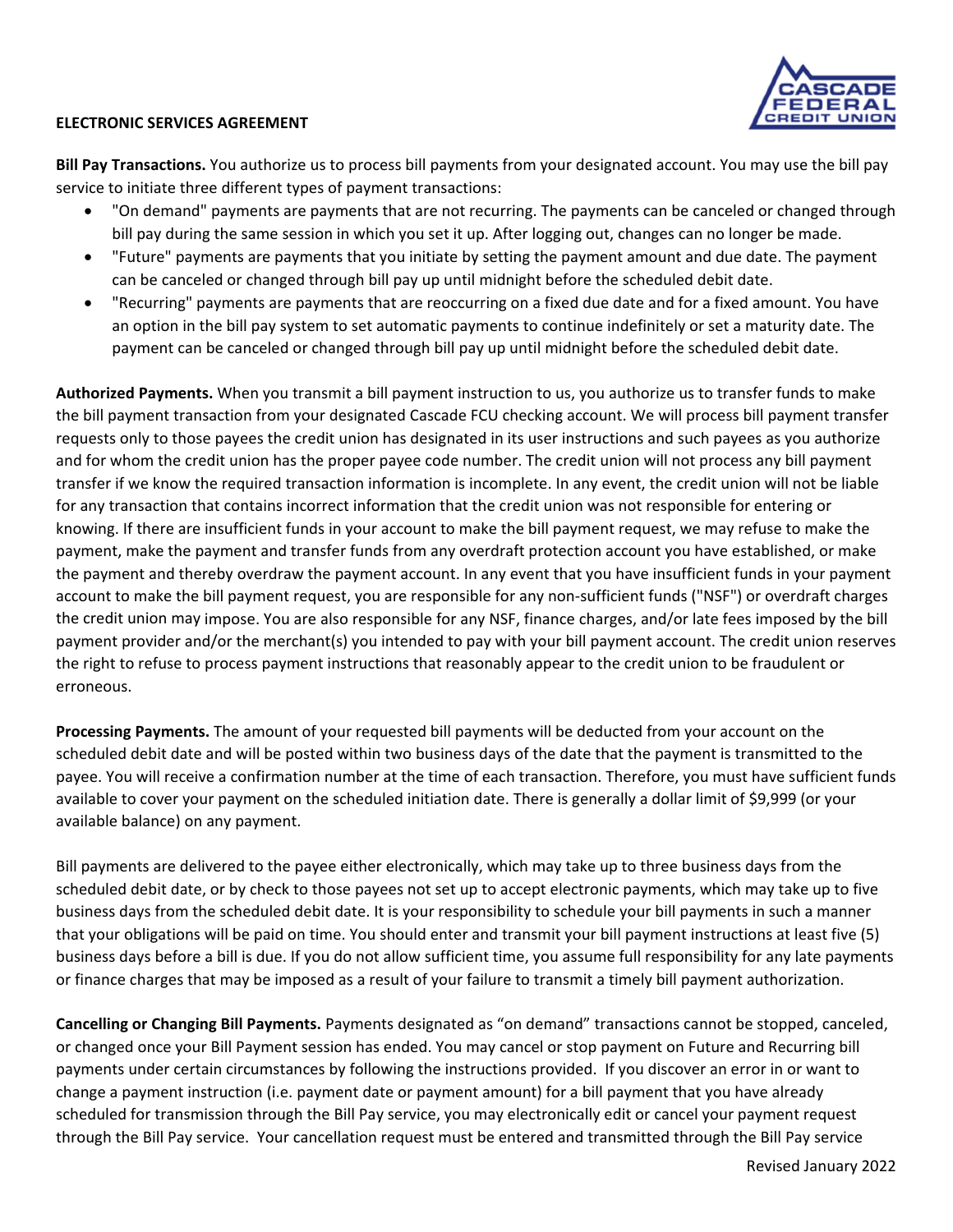**ELECTRONIC SERVICES AGREEMENT**

**Bill Pay Transactions.** You authorize us to process bill payments from your designated account. You may use the bill pay service to initiate three different types of payment transactions:

- "On demand" payments are payments that are not recurring. The payments can be canceled or changed through bill pay during the same session in which you set it up. After logging out, changes can no longer be made.
- "Future" payments are payments that you initiate by setting the payment amount and due date. The payment can be canceled or changed through bill pay up until midnight before the scheduled debit date.
- "Recurring" payments are payments that are reoccurring on a fixed due date and for a fixed amount. You have an option in the bill pay system to set automatic payments to continue indefinitely or set a maturity date. The payment can be canceled or changed through bill pay up until midnight before the scheduled debit date.

**Authorized Payments.** When you transmit a bill payment instruction to us, you authorize us to transfer funds to make the bill payment transaction from your designated Cascade FCU checking account. We will process bill payment transfer requests only to those payees the credit union has designated in its user instructions and such payees as you authorize and for whom the credit union has the proper payee code number. The credit union will not process any bill payment transfer if we know the required transaction information is incomplete. In any event, the credit union will not be liable for any transaction that contains incorrect information that the credit union was not responsible for entering or knowing. If there are insufficient funds in your account to make the bill payment request, we may refuse to make the payment, make the payment and transfer funds from any overdraft protection account you have established, or make the payment and thereby overdraw the payment account. In any event that you have insufficient funds in your payment account to make the bill payment request, you are responsible for any non-sufficient funds ("NSF") or overdraft charges the credit union may impose. You are also responsible for any NSF, finance charges, and/or late fees imposed by the bill payment provider and/or the merchant(s) you intended to pay with your bill payment account. The credit union reserves the right to refuse to process payment instructions that reasonably appear to the credit union to be fraudulent or erroneous.

**Processing Payments.** The amount of your requested bill payments will be deducted from your account on the scheduled debit date and will be posted within two business days of the date that the payment is transmitted to the payee. You will receive a confirmation number at the time of each transaction. Therefore, you must have sufficient funds available to cover your payment on the scheduled initiation date. There is generally a dollar limit of $9,999 (or your available balance) on any payment.

Bill payments are delivered to the payee either electronically, which may take up to three business days from the scheduled debit date, or by check to those payees not set up to accept electronic payments, which may take up to five business days from the scheduled debit date. It is your responsibility to schedule your bill payments in such a manner that your obligations will be paid on time. You should enter and transmit your bill payment instructions at least five (5) business days before a bill is due. If you do not allow sufficient time, you assume full responsibility for any late payments or finance charges that may be imposed as a result of your failure to transmit a timely bill payment authorization.

**Cancelling or Changing Bill Payments.** Payments designated as "on demand" transactions cannot be stopped, canceled, or changed once your Bill Payment session has ended. You may cancel or stop payment on Future and Recurring bill payments under certain circumstances by following the instructions provided. If you discover an error in or want to change a payment instruction (i.e. payment date or payment amount) for a bill payment that you have already scheduled for transmission through the Bill Pay service, you may electronically edit or cancel your payment request through the Bill Pay service. Your cancellation request must be entered and transmitted through the Bill Pay service

Revised January 2022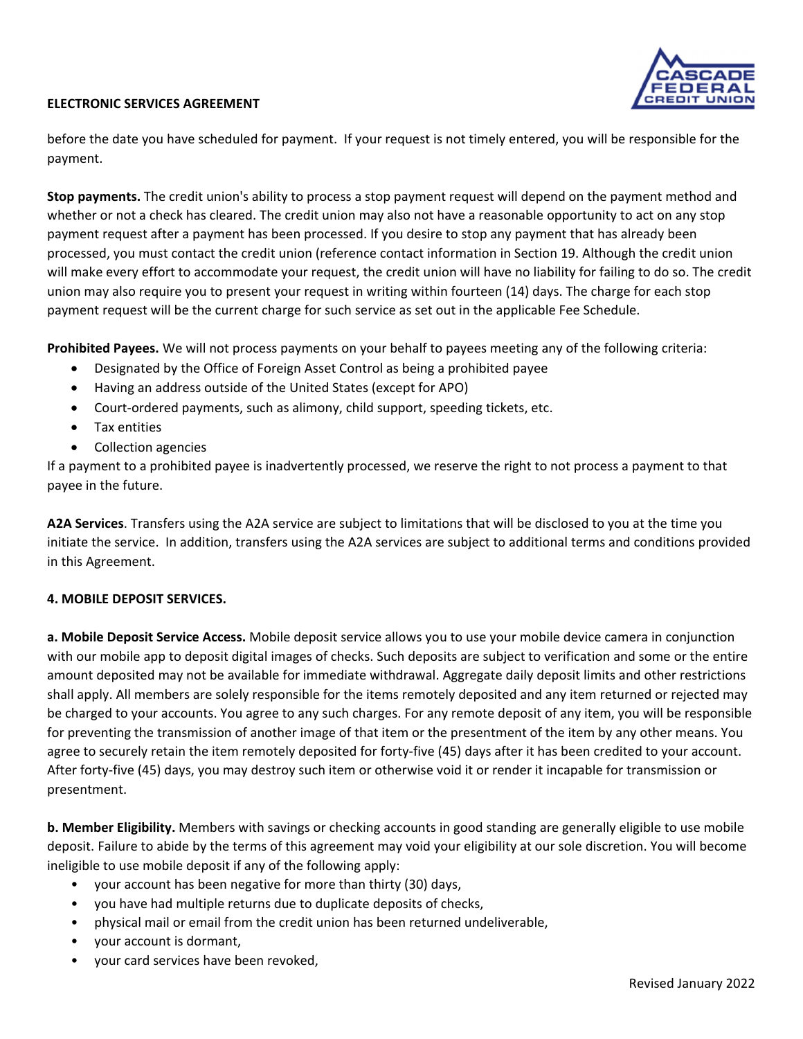before the date you have scheduled for payment. If your request is not timely entered, you will be responsible for the payment.

**Stop payments.** The credit union's ability to process a stop payment request will depend on the payment method and whether or not a check has cleared. The credit union may also not have a reasonable opportunity to act on any stop payment request after a payment has been processed. If you desire to stop any payment that has already been processed, you must contact the credit union (reference contact information in Section 19. Although the credit union will make every effort to accommodate your request, the credit union will have no liability for failing to do so. The credit union may also require you to present your request in writing within fourteen (14) days. The charge for each stop payment request will be the current charge for such service as set out in the applicable Fee Schedule.

**Prohibited Payees.** We will not process payments on your behalf to payees meeting any of the following criteria:

- Designated by the Office of Foreign Asset Control as being a prohibited payee
- Having an address outside of the United States (except for APO)
- Court-ordered payments, such as alimony, child support, speeding tickets, etc.
- Tax entities
- Collection agencies

If a payment to a prohibited payee is inadvertently processed, we reserve the right to not process a payment to that payee in the future.

**A2A Services**. Transfers using the A2A service are subject to limitations that will be disclosed to you at the time you initiate the service. In addition, transfers using the A2A services are subject to additional terms and conditions provided in this Agreement.

**4. MOBILE DEPOSIT SERVICES.**

**a. Mobile Deposit Service Access.** Mobile deposit service allows you to use your mobile device camera in conjunction with our mobile app to deposit digital images of checks. Such deposits are subject to verification and some or the entire amount deposited may not be available for immediate withdrawal. Aggregate daily deposit limits and other restrictions shall apply. All members are solely responsible for the items remotely deposited and any item returned or rejected may be charged to your accounts. You agree to any such charges. For any remote deposit of any item, you will be responsible for preventing the transmission of another image of that item or the presentment of the item by any other means. You agree to securely retain the item remotely deposited for forty-five (45) days after it has been credited to your account. After forty-five (45) days, you may destroy such item or otherwise void it or render it incapable for transmission or presentment.

**b. Member Eligibility.** Members with savings or checking accounts in good standing are generally eligible to use mobile deposit. Failure to abide by the terms of this agreement may void your eligibility at our sole discretion. You will become ineligible to use mobile deposit if any of the following apply:

- your account has been negative for more than thirty (30) days,
- you have had multiple returns due to duplicate deposits of checks,
- physical mail or email from the credit union has been returned undeliverable,
- your account is dormant,
- your card services have been revoked,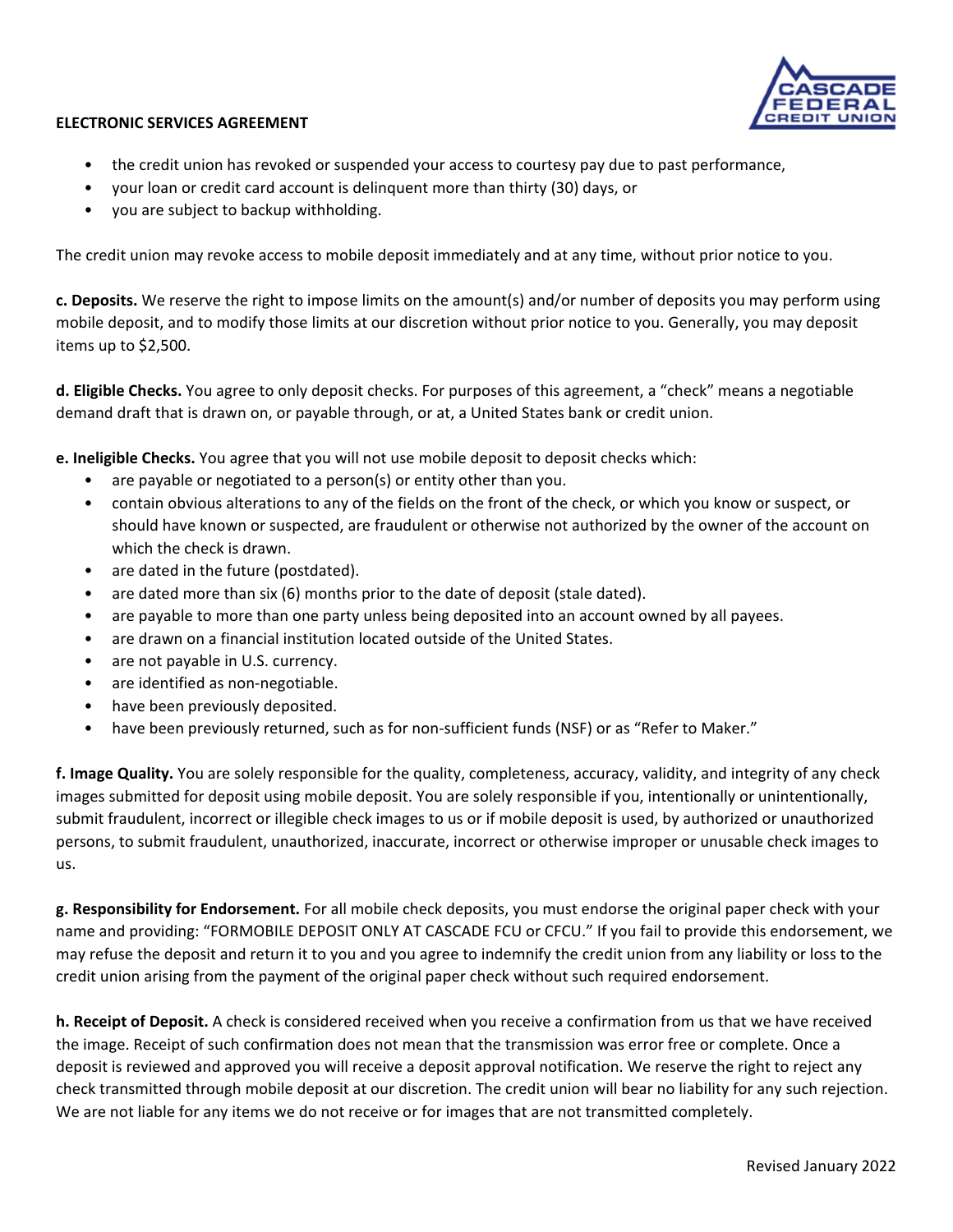- the credit union has revoked or suspended your access to courtesy pay due to past performance,
- your loan or credit card account is delinquent more than thirty (30) days, or
- you are subject to backup withholding.

The credit union may revoke access to mobile deposit immediately and at any time, without prior notice to you.

**c. Deposits.** We reserve the right to impose limits on the amount(s) and/or number of deposits you may perform using mobile deposit, and to modify those limits at our discretion without prior notice to you. Generally, you may deposit items up to $2,500.

**d. Eligible Checks.** You agree to only deposit checks. For purposes of this agreement, a "check" means a negotiable demand draft that is drawn on, or payable through, or at, a United States bank or credit union.

**e. Ineligible Checks.** You agree that you will not use mobile deposit to deposit checks which:

- are payable or negotiated to a person(s) or entity other than you.
- contain obvious alterations to any of the fields on the front of the check, or which you know or suspect, or should have known or suspected, are fraudulent or otherwise not authorized by the owner of the account on which the check is drawn.
- are dated in the future (postdated).
- are dated more than six (6) months prior to the date of deposit (stale dated).
- are payable to more than one party unless being deposited into an account owned by all payees.
- are drawn on a financial institution located outside of the United States.
- are not payable in U.S. currency.
- are identified as non-negotiable.
- have been previously deposited.
- have been previously returned, such as for non-sufficient funds (NSF) or as "Refer to Maker."

**f. Image Quality.** You are solely responsible for the quality, completeness, accuracy, validity, and integrity of any check images submitted for deposit using mobile deposit. You are solely responsible if you, intentionally or unintentionally, submit fraudulent, incorrect or illegible check images to us or if mobile deposit is used, by authorized or unauthorized persons, to submit fraudulent, unauthorized, inaccurate, incorrect or otherwise improper or unusable check images to us.

**g. Responsibility for Endorsement.** For all mobile check deposits, you must endorse the original paper check with your name and providing: "FORMOBILE DEPOSIT ONLY AT CASCADE FCU or CFCU." If you fail to provide this endorsement, we may refuse the deposit and return it to you and you agree to indemnify the credit union from any liability or loss to the credit union arising from the payment of the original paper check without such required endorsement.

**h. Receipt of Deposit.** A check is considered received when you receive a confirmation from us that we have received the image. Receipt of such confirmation does not mean that the transmission was error free or complete. Once a deposit is reviewed and approved you will receive a deposit approval notification. We reserve the right to reject any check transmitted through mobile deposit at our discretion. The credit union will bear no liability for any such rejection. We are not liable for any items we do not receive or for images that are not transmitted completely.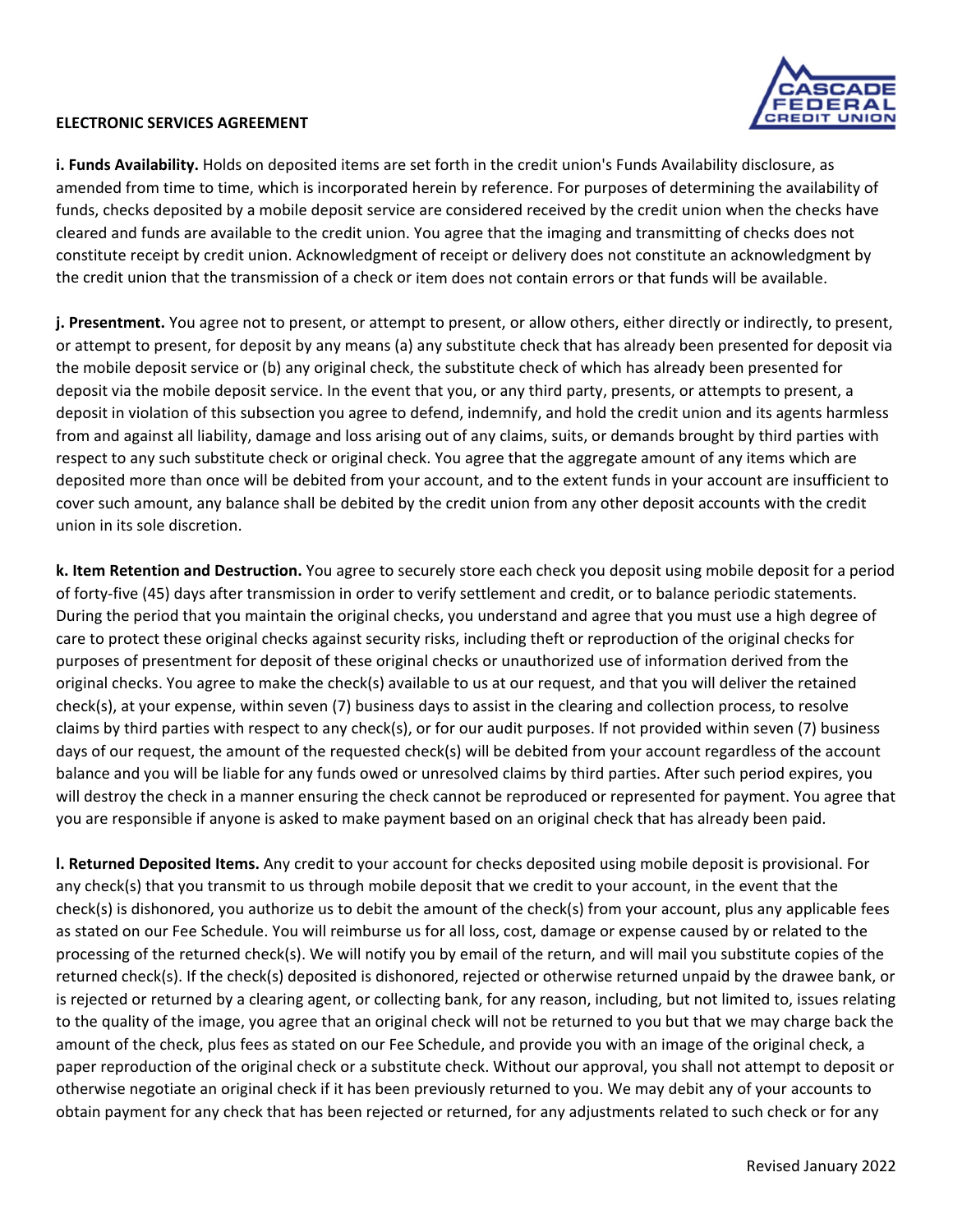**ELECTRONIC SERVICES AGREEMENT**

**i. Funds Availability.** Holds on deposited items are set forth in the credit union's Funds Availability disclosure, as amended from time to time, which is incorporated herein by reference. For purposes of determining the availability of funds, checks deposited by a mobile deposit service are considered received by the credit union when the checks have cleared and funds are available to the credit union. You agree that the imaging and transmitting of checks does not constitute receipt by credit union. Acknowledgment of receipt or delivery does not constitute an acknowledgment by the credit union that the transmission of a check or item does not contain errors or that funds will be available.

**j. Presentment.** You agree not to present, or attempt to present, or allow others, either directly or indirectly, to present, or attempt to present, for deposit by any means (a) any substitute check that has already been presented for deposit via the mobile deposit service or (b) any original check, the substitute check of which has already been presented for deposit via the mobile deposit service. In the event that you, or any third party, presents, or attempts to present, a deposit in violation of this subsection you agree to defend, indemnify, and hold the credit union and its agents harmless from and against all liability, damage and loss arising out of any claims, suits, or demands brought by third parties with respect to any such substitute check or original check. You agree that the aggregate amount of any items which are deposited more than once will be debited from your account, and to the extent funds in your account are insufficient to cover such amount, any balance shall be debited by the credit union from any other deposit accounts with the credit union in its sole discretion.

**k. Item Retention and Destruction.** You agree to securely store each check you deposit using mobile deposit for a period of forty-five (45) days after transmission in order to verify settlement and credit, or to balance periodic statements. During the period that you maintain the original checks, you understand and agree that you must use a high degree of care to protect these original checks against security risks, including theft or reproduction of the original checks for purposes of presentment for deposit of these original checks or unauthorized use of information derived from the original checks. You agree to make the check(s) available to us at our request, and that you will deliver the retained check(s), at your expense, within seven (7) business days to assist in the clearing and collection process, to resolve claims by third parties with respect to any check(s), or for our audit purposes. If not provided within seven (7) business days of our request, the amount of the requested check(s) will be debited from your account regardless of the account balance and you will be liable for any funds owed or unresolved claims by third parties. After such period expires, you will destroy the check in a manner ensuring the check cannot be reproduced or represented for payment. You agree that you are responsible if anyone is asked to make payment based on an original check that has already been paid.

**l. Returned Deposited Items.** Any credit to your account for checks deposited using mobile deposit is provisional. For any check(s) that you transmit to us through mobile deposit that we credit to your account, in the event that the check(s) is dishonored, you authorize us to debit the amount of the check(s) from your account, plus any applicable fees as stated on our Fee Schedule. You will reimburse us for all loss, cost, damage or expense caused by or related to the processing of the returned check(s). We will notify you by email of the return, and will mail you substitute copies of the returned check(s). If the check(s) deposited is dishonored, rejected or otherwise returned unpaid by the drawee bank, or is rejected or returned by a clearing agent, or collecting bank, for any reason, including, but not limited to, issues relating to the quality of the image, you agree that an original check will not be returned to you but that we may charge back the amount of the check, plus fees as stated on our Fee Schedule, and provide you with an image of the original check, a paper reproduction of the original check or a substitute check. Without our approval, you shall not attempt to deposit or otherwise negotiate an original check if it has been previously returned to you. We may debit any of your accounts to obtain payment for any check that has been rejected or returned, for any adjustments related to such check or for any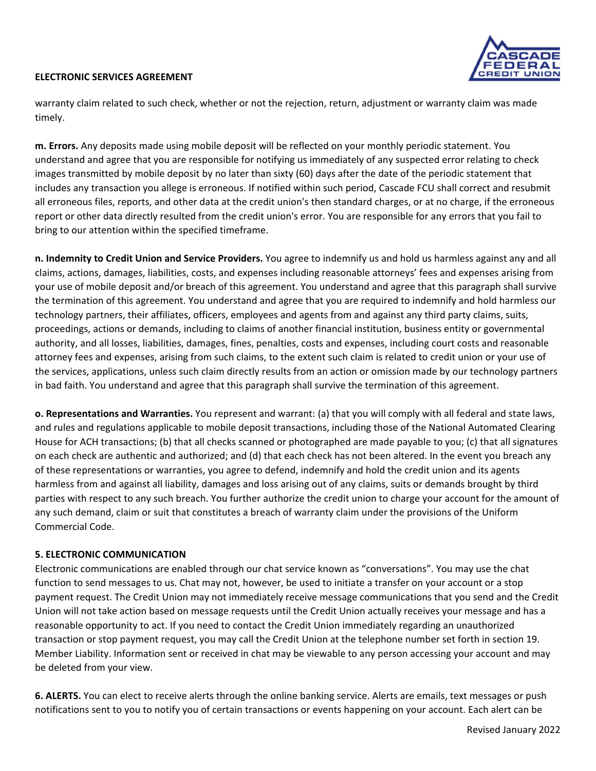warranty claim related to such check, whether or not the rejection, return, adjustment or warranty claim was made timely.

**m. Errors.** Any deposits made using mobile deposit will be reflected on your monthly periodic statement. You understand and agree that you are responsible for notifying us immediately of any suspected error relating to check images transmitted by mobile deposit by no later than sixty (60) days after the date of the periodic statement that includes any transaction you allege is erroneous. If notified within such period, Cascade FCU shall correct and resubmit all erroneous files, reports, and other data at the credit union's then standard charges, or at no charge, if the erroneous report or other data directly resulted from the credit union's error. You are responsible for any errors that you fail to bring to our attention within the specified timeframe.

**n. Indemnity to Credit Union and Service Providers.** You agree to indemnify us and hold us harmless against any and all claims, actions, damages, liabilities, costs, and expenses including reasonable attorneys' fees and expenses arising from your use of mobile deposit and/or breach of this agreement. You understand and agree that this paragraph shall survive the termination of this agreement. You understand and agree that you are required to indemnify and hold harmless our technology partners, their affiliates, officers, employees and agents from and against any third party claims, suits, proceedings, actions or demands, including to claims of another financial institution, business entity or governmental authority, and all losses, liabilities, damages, fines, penalties, costs and expenses, including court costs and reasonable attorney fees and expenses, arising from such claims, to the extent such claim is related to credit union or your use of the services, applications, unless such claim directly results from an action or omission made by our technology partners in bad faith. You understand and agree that this paragraph shall survive the termination of this agreement.

**o. Representations and Warranties.** You represent and warrant: (a) that you will comply with all federal and state laws, and rules and regulations applicable to mobile deposit transactions, including those of the National Automated Clearing House for ACH transactions; (b) that all checks scanned or photographed are made payable to you; (c) that all signatures on each check are authentic and authorized; and (d) that each check has not been altered. In the event you breach any of these representations or warranties, you agree to defend, indemnify and hold the credit union and its agents harmless from and against all liability, damages and loss arising out of any claims, suits or demands brought by third parties with respect to any such breach. You further authorize the credit union to charge your account for the amount of any such demand, claim or suit that constitutes a breach of warranty claim under the provisions of the Uniform Commercial Code.

**5. ELECTRONIC COMMUNICATION**

Electronic communications are enabled through our chat service known as "conversations". You may use the chat function to send messages to us. Chat may not, however, be used to initiate a transfer on your account or a stop payment request. The Credit Union may not immediately receive message communications that you send and the Credit Union will not take action based on message requests until the Credit Union actually receives your message and has a reasonable opportunity to act. If you need to contact the Credit Union immediately regarding an unauthorized transaction or stop payment request, you may call the Credit Union at the telephone number set forth in section 19. Member Liability. Information sent or received in chat may be viewable to any person accessing your account and may be deleted from your view.

**6. ALERTS.** You can elect to receive alerts through the online banking service. Alerts are emails, text messages or push notifications sent to you to notify you of certain transactions or events happening on your account. Each alert can be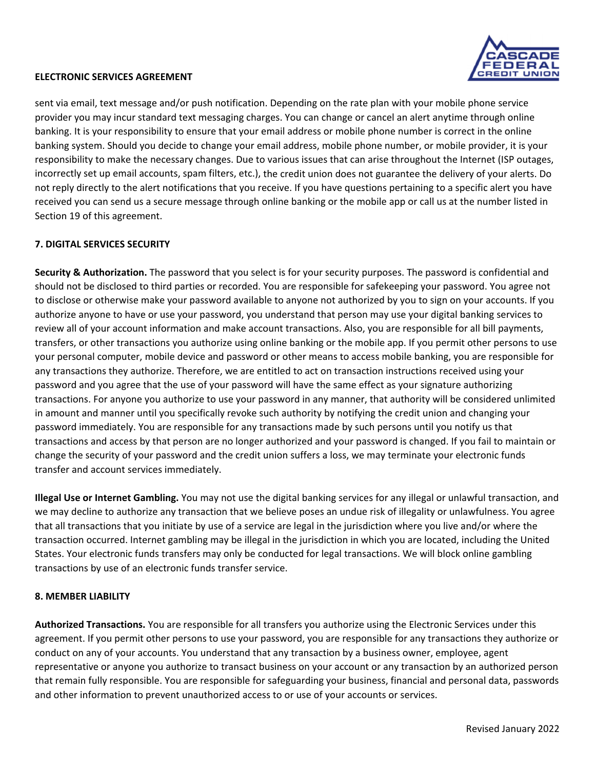sent via email, text message and/or push notification. Depending on the rate plan with your mobile phone service provider you may incur standard text messaging charges. You can change or cancel an alert anytime through online banking. It is your responsibility to ensure that your email address or mobile phone number is correct in the online banking system. Should you decide to change your email address, mobile phone number, or mobile provider, it is your responsibility to make the necessary changes. Due to various issues that can arise throughout the Internet (ISP outages, incorrectly set up email accounts, spam filters, etc.), the credit union does not guarantee the delivery of your alerts. Do not reply directly to the alert notifications that you receive. If you have questions pertaining to a specific alert you have received you can send us a secure message through online banking or the mobile app or call us at the number listed in Section 19 of this agreement.

## 7. DIGITAL SERVICES SECURITY

**Security & Authorization.** The password that you select is for your security purposes. The password is confidential and should not be disclosed to third parties or recorded. You are responsible for safekeeping your password. You agree not to disclose or otherwise make your password available to anyone not authorized by you to sign on your accounts. If you authorize anyone to have or use your password, you understand that person may use your digital banking services to review all of your account information and make account transactions. Also, you are responsible for all bill payments, transfers, or other transactions you authorize using online banking or the mobile app. If you permit other persons to use your personal computer, mobile device and password or other means to access mobile banking, you are responsible for any transactions they authorize. Therefore, we are entitled to act on transaction instructions received using your password and you agree that the use of your password will have the same effect as your signature authorizing transactions. For anyone you authorize to use your password in any manner, that authority will be considered unlimited in amount and manner until you specifically revoke such authority by notifying the credit union and changing your password immediately. You are responsible for any transactions made by such persons until you notify us that transactions and access by that person are no longer authorized and your password is changed. If you fail to maintain or change the security of your password and the credit union suffers a loss, we may terminate your electronic funds transfer and account services immediately.

**Illegal Use or Internet Gambling.** You may not use the digital banking services for any illegal or unlawful transaction, and we may decline to authorize any transaction that we believe poses an undue risk of illegality or unlawfulness. You agree that all transactions that you initiate by use of a service are legal in the jurisdiction where you live and/or where the transaction occurred. Internet gambling may be illegal in the jurisdiction in which you are located, including the United States. Your electronic funds transfers may only be conducted for legal transactions. We will block online gambling transactions by use of an electronic funds transfer service.

## 8. MEMBER LIABILITY

**Authorized Transactions.** You are responsible for all transfers you authorize using the Electronic Services under this agreement. If you permit other persons to use your password, you are responsible for any transactions they authorize or conduct on any of your accounts. You understand that any transaction by a business owner, employee, agent representative or anyone you authorize to transact business on your account or any transaction by an authorized person that remain fully responsible. You are responsible for safeguarding your business, financial and personal data, passwords and other information to prevent unauthorized access to or use of your accounts or services.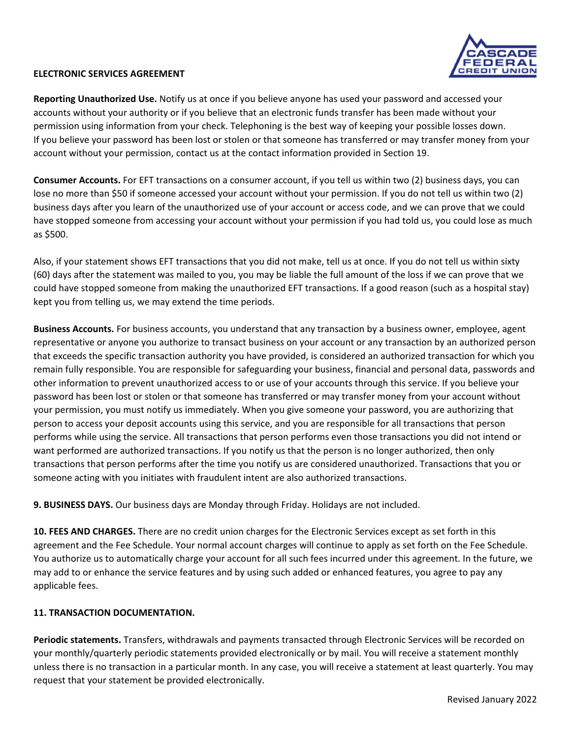**ELECTRONIC SERVICES AGREEMENT**

**Reporting Unauthorized Use.** Notify us at once if you believe anyone has used your password and accessed your accounts without your authority or if you believe that an electronic funds transfer has been made without your permission using information from your check. Telephoning is the best way of keeping your possible losses down. If you believe your password has been lost or stolen or that someone has transferred or may transfer money from your account without your permission, contact us at the contact information provided in Section 19.

**Consumer Accounts.** For EFT transactions on a consumer account, if you tell us within two (2) business days, you can lose no more than $50 if someone accessed your account without your permission. If you do not tell us within two (2) business days after you learn of the unauthorized use of your account or access code, and we can prove that we could have stopped someone from accessing your account without your permission if you had told us, you could lose as much as $500.

Also, if your statement shows EFT transactions that you did not make, tell us at once. If you do not tell us within sixty (60) days after the statement was mailed to you, you may be liable the full amount of the loss if we can prove that we could have stopped someone from making the unauthorized EFT transactions. If a good reason (such as a hospital stay) kept you from telling us, we may extend the time periods.

**Business Accounts.** For business accounts, you understand that any transaction by a business owner, employee, agent representative or anyone you authorize to transact business on your account or any transaction by an authorized person that exceeds the specific transaction authority you have provided, is considered an authorized transaction for which you remain fully responsible. You are responsible for safeguarding your business, financial and personal data, passwords and other information to prevent unauthorized access to or use of your accounts through this service. If you believe your password has been lost or stolen or that someone has transferred or may transfer money from your account without your permission, you must notify us immediately. When you give someone your password, you are authorizing that person to access your deposit accounts using this service, and you are responsible for all transactions that person performs while using the service. All transactions that person performs even those transactions you did not intend or want performed are authorized transactions. If you notify us that the person is no longer authorized, then only transactions that person performs after the time you notify us are considered unauthorized. Transactions that you or someone acting with you initiates with fraudulent intent are also authorized transactions.

**9. BUSINESS DAYS.** Our business days are Monday through Friday. Holidays are not included.

**10. FEES AND CHARGES.** There are no credit union charges for the Electronic Services except as set forth in this agreement and the Fee Schedule. Your normal account charges will continue to apply as set forth on the Fee Schedule. You authorize us to automatically charge your account for all such fees incurred under this agreement. In the future, we may add to or enhance the service features and by using such added or enhanced features, you agree to pay any applicable fees.

**11. TRANSACTION DOCUMENTATION.**

**Periodic statements.** Transfers, withdrawals and payments transacted through Electronic Services will be recorded on your monthly/quarterly periodic statements provided electronically or by mail. You will receive a statement monthly unless there is no transaction in a particular month. In any case, you will receive a statement at least quarterly. You may request that your statement be provided electronically.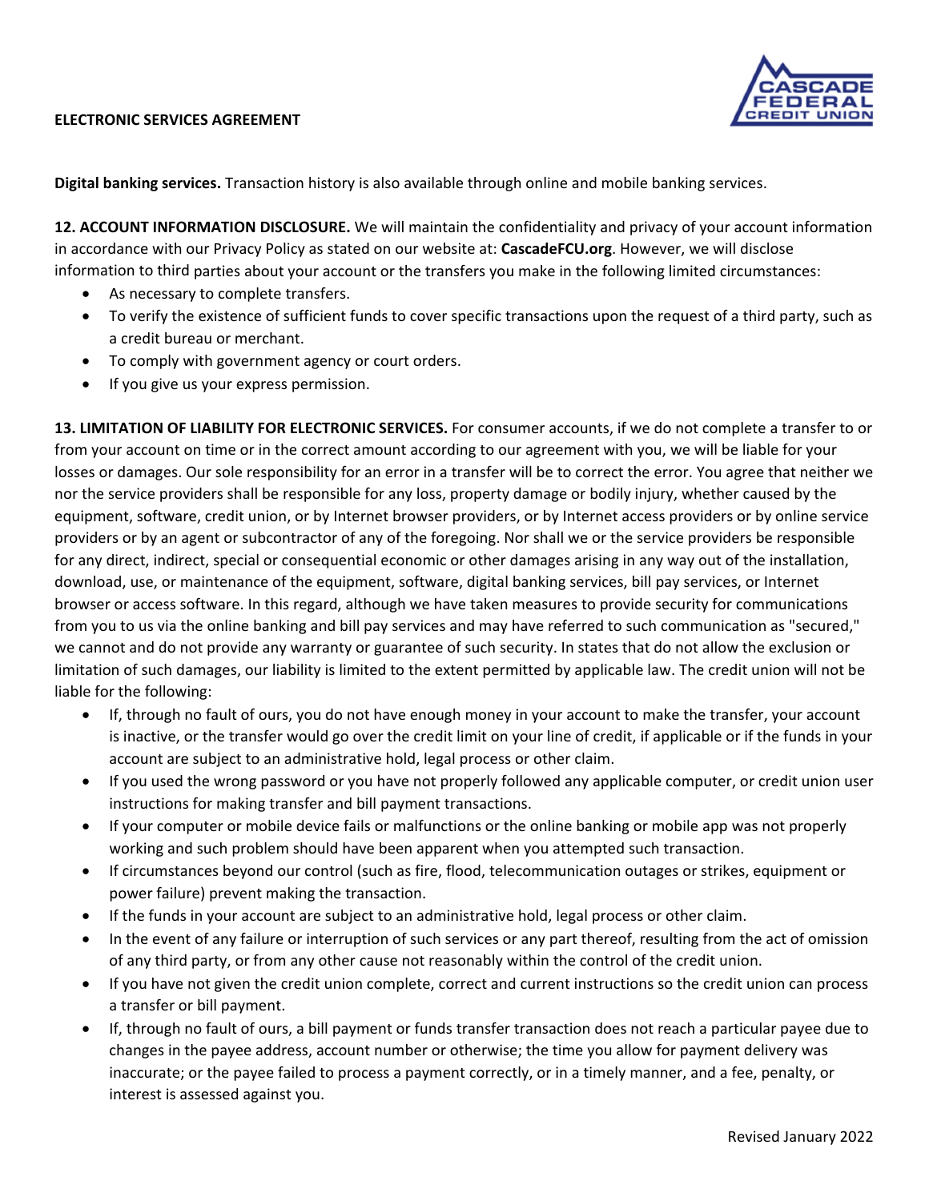**ELECTRONIC SERVICES AGREEMENT**

**Digital banking services.** Transaction history is also available through online and mobile banking services.

**12. ACCOUNT INFORMATION DISCLOSURE.** We will maintain the confidentiality and privacy of your account information in accordance with our Privacy Policy as stated on our website at: **CascadeFCU.org**. However, we will disclose information to third parties about your account or the transfers you make in the following limited circumstances:

- As necessary to complete transfers.
- To verify the existence of sufficient funds to cover specific transactions upon the request of a third party, such as a credit bureau or merchant.
- To comply with government agency or court orders.
- If you give us your express permission.

**13. LIMITATION OF LIABILITY FOR ELECTRONIC SERVICES.** For consumer accounts, if we do not complete a transfer to or from your account on time or in the correct amount according to our agreement with you, we will be liable for your losses or damages. Our sole responsibility for an error in a transfer will be to correct the error. You agree that neither we nor the service providers shall be responsible for any loss, property damage or bodily injury, whether caused by the equipment, software, credit union, or by Internet browser providers, or by Internet access providers or by online service providers or by an agent or subcontractor of any of the foregoing. Nor shall we or the service providers be responsible for any direct, indirect, special or consequential economic or other damages arising in any way out of the installation, download, use, or maintenance of the equipment, software, digital banking services, bill pay services, or Internet browser or access software. In this regard, although we have taken measures to provide security for communications from you to us via the online banking and bill pay services and may have referred to such communication as "secured," we cannot and do not provide any warranty or guarantee of such security. In states that do not allow the exclusion or limitation of such damages, our liability is limited to the extent permitted by applicable law. The credit union will not be liable for the following:

- If, through no fault of ours, you do not have enough money in your account to make the transfer, your account is inactive, or the transfer would go over the credit limit on your line of credit, if applicable or if the funds in your account are subject to an administrative hold, legal process or other claim.
- If you used the wrong password or you have not properly followed any applicable computer, or credit union user instructions for making transfer and bill payment transactions.
- If your computer or mobile device fails or malfunctions or the online banking or mobile app was not properly working and such problem should have been apparent when you attempted such transaction.
- If circumstances beyond our control (such as fire, flood, telecommunication outages or strikes, equipment or power failure) prevent making the transaction.
- If the funds in your account are subject to an administrative hold, legal process or other claim.
- In the event of any failure or interruption of such services or any part thereof, resulting from the act of omission of any third party, or from any other cause not reasonably within the control of the credit union.
- If you have not given the credit union complete, correct and current instructions so the credit union can process a transfer or bill payment.
- If, through no fault of ours, a bill payment or funds transfer transaction does not reach a particular payee due to changes in the payee address, account number or otherwise; the time you allow for payment delivery was inaccurate; or the payee failed to process a payment correctly, or in a timely manner, and a fee, penalty, or interest is assessed against you.

Revised January 2022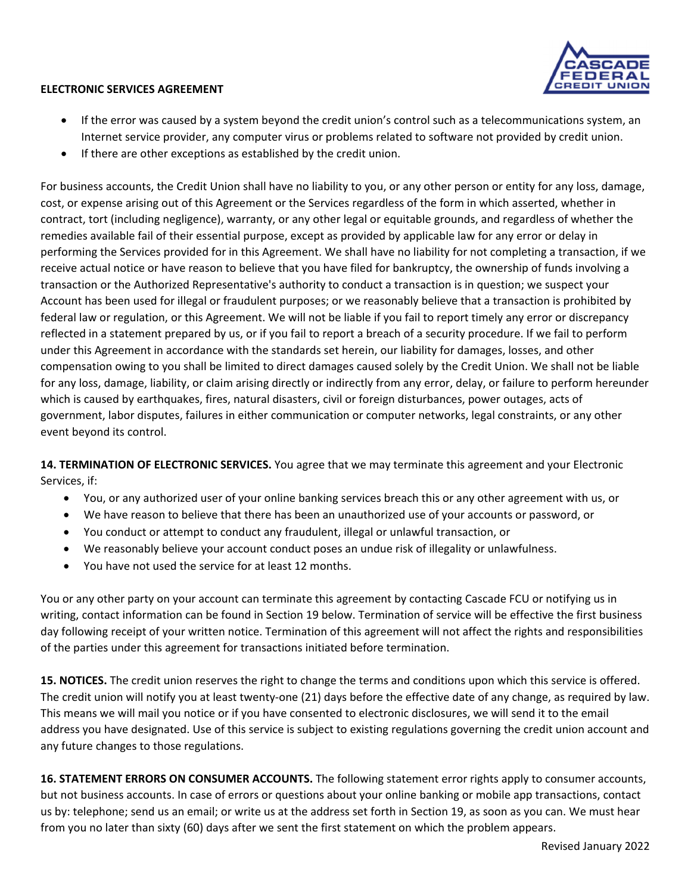- If the error was caused by a system beyond the credit union's control such as a telecommunications system, an Internet service provider, any computer virus or problems related to software not provided by credit union.
- If there are other exceptions as established by the credit union.

For business accounts, the Credit Union shall have no liability to you, or any other person or entity for any loss, damage, cost, or expense arising out of this Agreement or the Services regardless of the form in which asserted, whether in contract, tort (including negligence), warranty, or any other legal or equitable grounds, and regardless of whether the remedies available fail of their essential purpose, except as provided by applicable law for any error or delay in performing the Services provided for in this Agreement. We shall have no liability for not completing a transaction, if we receive actual notice or have reason to believe that you have filed for bankruptcy, the ownership of funds involving a transaction or the Authorized Representative's authority to conduct a transaction is in question; we suspect your Account has been used for illegal or fraudulent purposes; or we reasonably believe that a transaction is prohibited by federal law or regulation, or this Agreement. We will not be liable if you fail to report timely any error or discrepancy reflected in a statement prepared by us, or if you fail to report a breach of a security procedure. If we fail to perform under this Agreement in accordance with the standards set herein, our liability for damages, losses, and other compensation owing to you shall be limited to direct damages caused solely by the Credit Union. We shall not be liable for any loss, damage, liability, or claim arising directly or indirectly from any error, delay, or failure to perform hereunder which is caused by earthquakes, fires, natural disasters, civil or foreign disturbances, power outages, acts of government, labor disputes, failures in either communication or computer networks, legal constraints, or any other event beyond its control.

**14. TERMINATION OF ELECTRONIC SERVICES.** You agree that we may terminate this agreement and your Electronic Services, if:

- You, or any authorized user of your online banking services breach this or any other agreement with us, or
- We have reason to believe that there has been an unauthorized use of your accounts or password, or
- You conduct or attempt to conduct any fraudulent, illegal or unlawful transaction, or
- We reasonably believe your account conduct poses an undue risk of illegality or unlawfulness.
- You have not used the service for at least 12 months.

You or any other party on your account can terminate this agreement by contacting Cascade FCU or notifying us in writing, contact information can be found in Section 19 below. Termination of service will be effective the first business day following receipt of your written notice. Termination of this agreement will not affect the rights and responsibilities of the parties under this agreement for transactions initiated before termination.

**15. NOTICES.** The credit union reserves the right to change the terms and conditions upon which this service is offered. The credit union will notify you at least twenty-one (21) days before the effective date of any change, as required by law. This means we will mail you notice or if you have consented to electronic disclosures, we will send it to the email address you have designated. Use of this service is subject to existing regulations governing the credit union account and any future changes to those regulations.

**16. STATEMENT ERRORS ON CONSUMER ACCOUNTS.** The following statement error rights apply to consumer accounts, but not business accounts. In case of errors or questions about your online banking or mobile app transactions, contact us by: telephone; send us an email; or write us at the address set forth in Section 19, as soon as you can. We must hear from you no later than sixty (60) days after we sent the first statement on which the problem appears.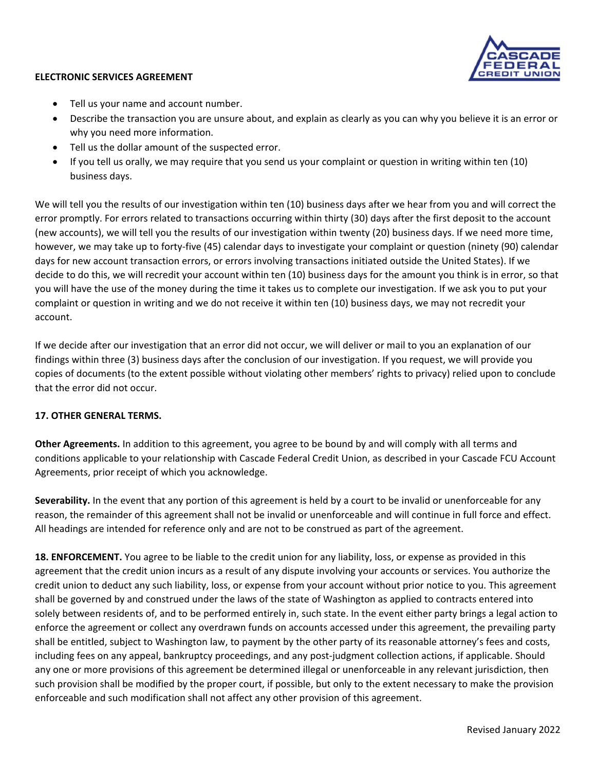**ELECTRONIC SERVICES AGREEMENT**

- Tell us your name and account number.
- Describe the transaction you are unsure about, and explain as clearly as you can why you believe it is an error or why you need more information.
- Tell us the dollar amount of the suspected error.
- If you tell us orally, we may require that you send us your complaint or question in writing within ten (10) business days.

We will tell you the results of our investigation within ten (10) business days after we hear from you and will correct the error promptly. For errors related to transactions occurring within thirty (30) days after the first deposit to the account (new accounts), we will tell you the results of our investigation within twenty (20) business days. If we need more time, however, we may take up to forty-five (45) calendar days to investigate your complaint or question (ninety (90) calendar days for new account transaction errors, or errors involving transactions initiated outside the United States). If we decide to do this, we will recredit your account within ten (10) business days for the amount you think is in error, so that you will have the use of the money during the time it takes us to complete our investigation. If we ask you to put your complaint or question in writing and we do not receive it within ten (10) business days, we may not recredit your account.

If we decide after our investigation that an error did not occur, we will deliver or mail to you an explanation of our findings within three (3) business days after the conclusion of our investigation. If you request, we will provide you copies of documents (to the extent possible without violating other members' rights to privacy) relied upon to conclude that the error did not occur.

**17. OTHER GENERAL TERMS.**

**Other Agreements.** In addition to this agreement, you agree to be bound by and will comply with all terms and conditions applicable to your relationship with Cascade Federal Credit Union, as described in your Cascade FCU Account Agreements, prior receipt of which you acknowledge.

**Severability.** In the event that any portion of this agreement is held by a court to be invalid or unenforceable for any reason, the remainder of this agreement shall not be invalid or unenforceable and will continue in full force and effect. All headings are intended for reference only and are not to be construed as part of the agreement.

**18. ENFORCEMENT.** You agree to be liable to the credit union for any liability, loss, or expense as provided in this agreement that the credit union incurs as a result of any dispute involving your accounts or services. You authorize the credit union to deduct any such liability, loss, or expense from your account without prior notice to you. This agreement shall be governed by and construed under the laws of the state of Washington as applied to contracts entered into solely between residents of, and to be performed entirely in, such state. In the event either party brings a legal action to enforce the agreement or collect any overdrawn funds on accounts accessed under this agreement, the prevailing party shall be entitled, subject to Washington law, to payment by the other party of its reasonable attorney's fees and costs, including fees on any appeal, bankruptcy proceedings, and any post-judgment collection actions, if applicable. Should any one or more provisions of this agreement be determined illegal or unenforceable in any relevant jurisdiction, then such provision shall be modified by the proper court, if possible, but only to the extent necessary to make the provision enforceable and such modification shall not affect any other provision of this agreement.

Revised January 2022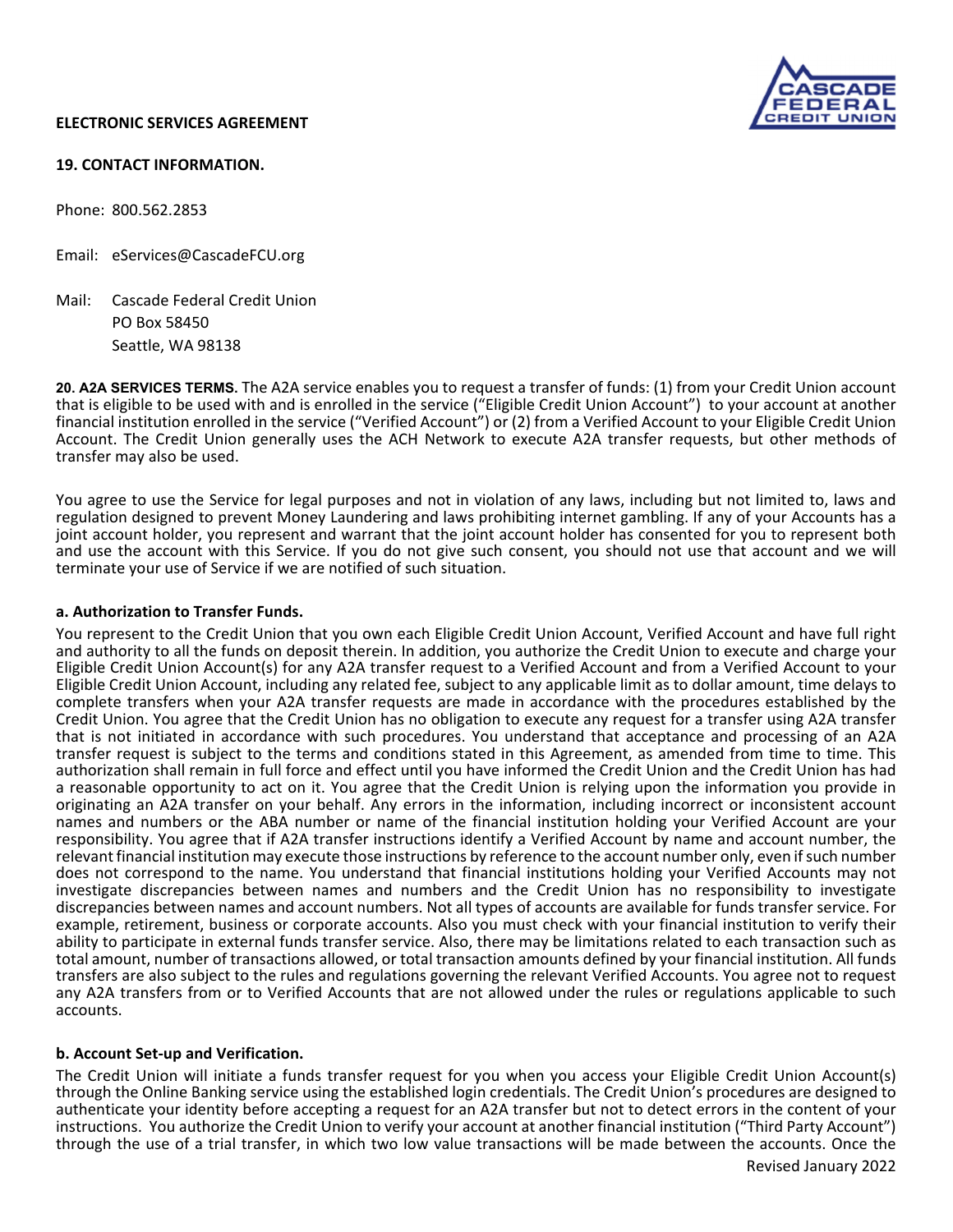**ELECTRONIC SERVICES AGREEMENT**

**19. CONTACT INFORMATION.**

Phone: 800.562.2853

Email: eServices@CascadeFCU.org

Mail: Cascade Federal Credit Union
PO Box 58450
Seattle, WA 98138

**20. A2A SERVICES TERMS.** The A2A service enables you to request a transfer of funds: (1) from your Credit Union account that is eligible to be used with and is enrolled in the service ("Eligible Credit Union Account") to your account at another financial institution enrolled in the service ("Verified Account") or (2) from a Verified Account to your Eligible Credit Union Account. The Credit Union generally uses the ACH Network to execute A2A transfer requests, but other methods of transfer may also be used.

You agree to use the Service for legal purposes and not in violation of any laws, including but not limited to, laws and regulation designed to prevent Money Laundering and laws prohibiting internet gambling. If any of your Accounts has a joint account holder, you represent and warrant that the joint account holder has consented for you to represent both and use the account with this Service. If you do not give such consent, you should not use that account and we will terminate your use of Service if we are notified of such situation.

**a. Authorization to Transfer Funds.**

You represent to the Credit Union that you own each Eligible Credit Union Account, Verified Account and have full right and authority to all the funds on deposit therein. In addition, you authorize the Credit Union to execute and charge your Eligible Credit Union Account(s) for any A2A transfer request to a Verified Account and from a Verified Account to your Eligible Credit Union Account, including any related fee, subject to any applicable limit as to dollar amount, time delays to complete transfers when your A2A transfer requests are made in accordance with the procedures established by the Credit Union. You agree that the Credit Union has no obligation to execute any request for a transfer using A2A transfer that is not initiated in accordance with such procedures. You understand that acceptance and processing of an A2A transfer request is subject to the terms and conditions stated in this Agreement, as amended from time to time. This authorization shall remain in full force and effect until you have informed the Credit Union and the Credit Union has had a reasonable opportunity to act on it. You agree that the Credit Union is relying upon the information you provide in originating an A2A transfer on your behalf. Any errors in the information, including incorrect or inconsistent account names and numbers or the ABA number or name of the financial institution holding your Verified Account are your responsibility. You agree that if A2A transfer instructions identify a Verified Account by name and account number, the relevant financial institution may execute those instructions by reference to the account number only, even if such number does not correspond to the name. You understand that financial institutions holding your Verified Accounts may not investigate discrepancies between names and numbers and the Credit Union has no responsibility to investigate discrepancies between names and account numbers. Not all types of accounts are available for funds transfer service. For example, retirement, business or corporate accounts. Also you must check with your financial institution to verify their ability to participate in external funds transfer service. Also, there may be limitations related to each transaction such as total amount, number of transactions allowed, or total transaction amounts defined by your financial institution. All funds transfers are also subject to the rules and regulations governing the relevant Verified Accounts. You agree not to request any A2A transfers from or to Verified Accounts that are not allowed under the rules or regulations applicable to such accounts.

**b. Account Set-up and Verification.**

The Credit Union will initiate a funds transfer request for you when you access your Eligible Credit Union Account(s) through the Online Banking service using the established login credentials. The Credit Union's procedures are designed to authenticate your identity before accepting a request for an A2A transfer but not to detect errors in the content of your instructions. You authorize the Credit Union to verify your account at another financial institution ("Third Party Account") through the use of a trial transfer, in which two low value transactions will be made between the accounts. Once the

Revised January 2022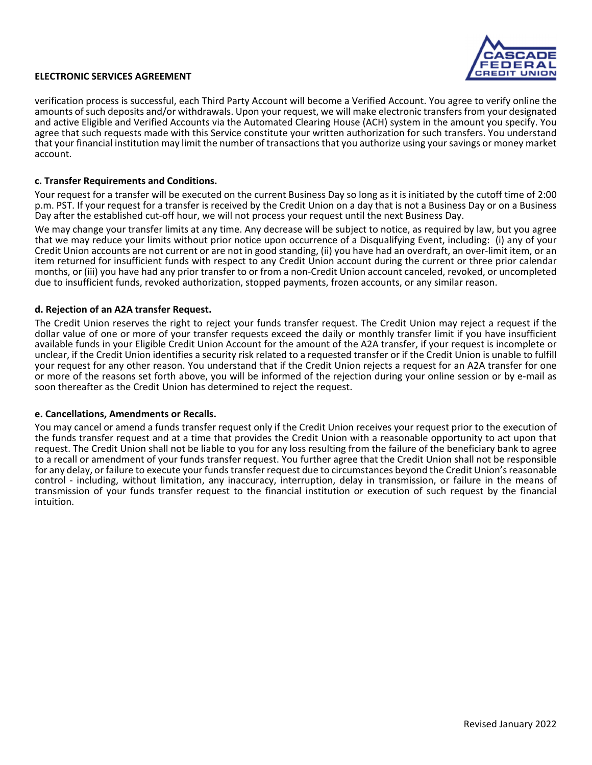verification process is successful, each Third Party Account will become a Verified Account. You agree to verify online the amounts of such deposits and/or withdrawals. Upon your request, we will make electronic transfers from your designated and active Eligible and Verified Accounts via the Automated Clearing House (ACH) system in the amount you specify. You agree that such requests made with this Service constitute your written authorization for such transfers. You understand that your financial institution may limit the number of transactions that you authorize using your savings or money market account.

**c. Transfer Requirements and Conditions.**

Your request for a transfer will be executed on the current Business Day so long as it is initiated by the cutoff time of 2:00 p.m. PST. If your request for a transfer is received by the Credit Union on a day that is not a Business Day or on a Business Day after the established cut-off hour, we will not process your request until the next Business Day.

We may change your transfer limits at any time. Any decrease will be subject to notice, as required by law, but you agree that we may reduce your limits without prior notice upon occurrence of a Disqualifying Event, including: (i) any of your Credit Union accounts are not current or are not in good standing, (ii) you have had an overdraft, an over-limit item, or an item returned for insufficient funds with respect to any Credit Union account during the current or three prior calendar months, or (iii) you have had any prior transfer to or from a non-Credit Union account canceled, revoked, or uncompleted due to insufficient funds, revoked authorization, stopped payments, frozen accounts, or any similar reason.

**d. Rejection of an A2A transfer Request.**

The Credit Union reserves the right to reject your funds transfer request. The Credit Union may reject a request if the dollar value of one or more of your transfer requests exceed the daily or monthly transfer limit if you have insufficient available funds in your Eligible Credit Union Account for the amount of the A2A transfer, if your request is incomplete or unclear, if the Credit Union identifies a security risk related to a requested transfer or if the Credit Union is unable to fulfill your request for any other reason. You understand that if the Credit Union rejects a request for an A2A transfer for one or more of the reasons set forth above, you will be informed of the rejection during your online session or by e-mail as soon thereafter as the Credit Union has determined to reject the request.

**e. Cancellations, Amendments or Recalls.**

You may cancel or amend a funds transfer request only if the Credit Union receives your request prior to the execution of the funds transfer request and at a time that provides the Credit Union with a reasonable opportunity to act upon that request. The Credit Union shall not be liable to you for any loss resulting from the failure of the beneficiary bank to agree to a recall or amendment of your funds transfer request. You further agree that the Credit Union shall not be responsible for any delay, or failure to execute your funds transfer request due to circumstances beyond the Credit Union's reasonable control - including, without limitation, any inaccuracy, interruption, delay in transmission, or failure in the means of transmission of your funds transfer request to the financial institution or execution of such request by the financial intuition.

Revised January 2022